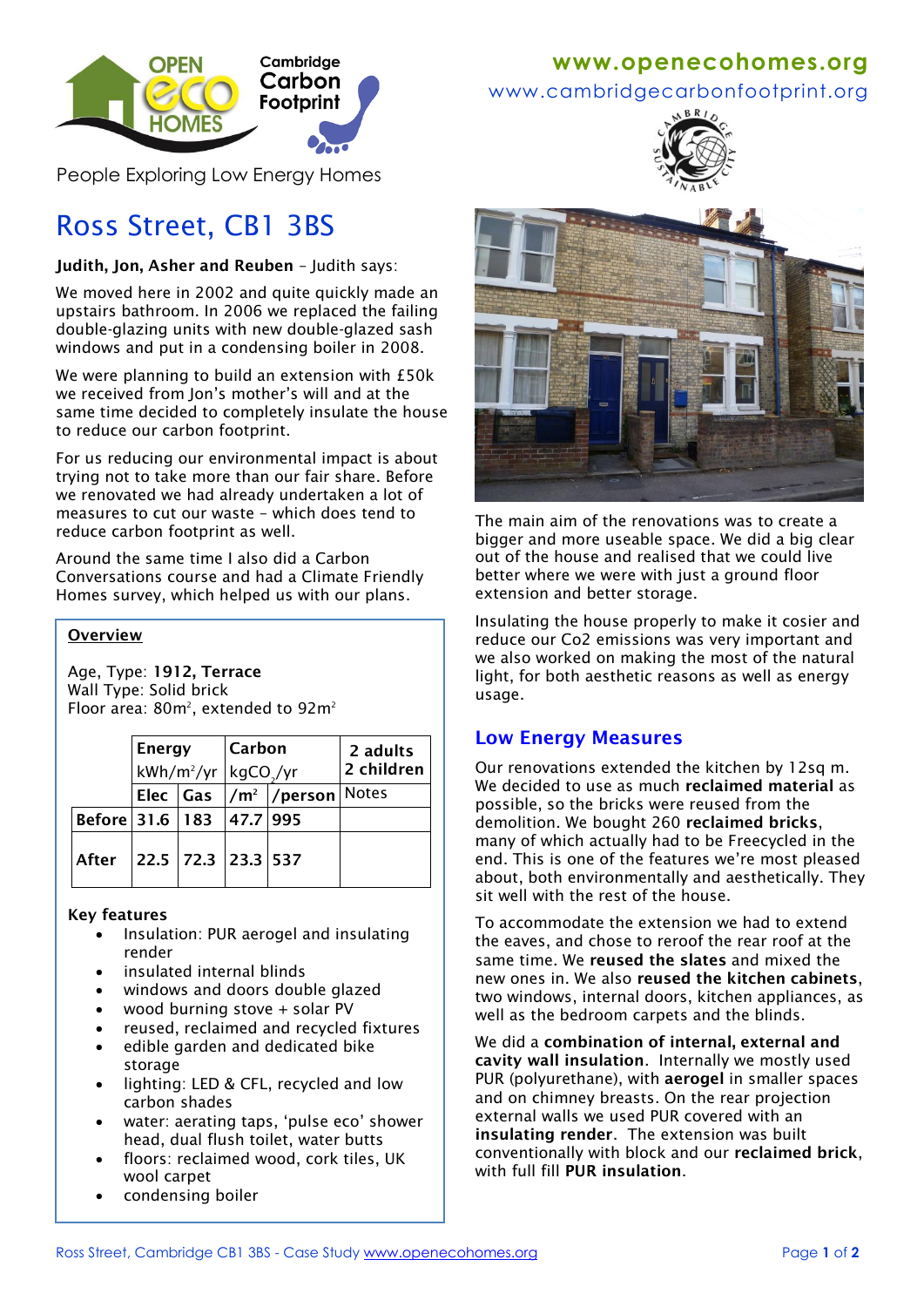www.openecohomes.org

www.cambridgecarbonfootprint.org

People Exploring Low Energy Homes

# Ross Street, CB1 3BS

**Judith, Jon, Asher and Reuben** – Judith says:

We moved here in 2002 and quite quickly made an upstairs bathroom. In 2006 we replaced the failing double-glazing units with new double-glazed sash windows and put in a condensing boiler in 2008.

We were planning to build an extension with £50k we received from Jon's mother's will and at the same time decided to completely insulate the house to reduce our carbon footprint.

For us reducing our environmental impact is about trying not to take more than our fair share. Before we renovated we had already undertaken a lot of measures to cut our waste – which does tend to reduce carbon footprint as well.

Around the same time I also did a Carbon Conversations course and had a Climate Friendly Homes survey, which helped us with our plans.

## Overview

Age, Type: **1912, Terrace**
Wall Type: Solid brick
Floor area: 80m², extended to 92m²

| | Energy kWh/m²/yr | | Carbon kg$CO_2$/yr | | 2 adults 2 children |
|---|---|---|---|---|---|
| | Elec | Gas | /m² | /person | Notes |
| **Before** | **31.6** | **183** | **47.7** | **995** | |
| **After** | **22.5** | **72.3** | **23.3** | **537** | |

**Key features**

- Insulation: PUR aerogel and insulating render
- insulated internal blinds
- windows and doors double glazed
- wood burning stove + solar PV
- reused, reclaimed and recycled fixtures
- edible garden and dedicated bike storage
- lighting: LED & CFL, recycled and low carbon shades
- water: aerating taps, 'pulse eco' shower head, dual flush toilet, water butts
- floors: reclaimed wood, cork tiles, UK wool carpet
- condensing boiler

The main aim of the renovations was to create a bigger and more useable space. We did a big clear out of the house and realised that we could live better where we were with just a ground floor extension and better storage.

Insulating the house properly to make it cosier and reduce our Co2 emissions was very important and we also worked on making the most of the natural light, for both aesthetic reasons as well as energy usage.

## Low Energy Measures

Our renovations extended the kitchen by 12sq m. We decided to use as much **reclaimed material** as possible, so the bricks were reused from the demolition. We bought 260 **reclaimed bricks**, many of which actually had to be Freecycled in the end. This is one of the features we're most pleased about, both environmentally and aesthetically. They sit well with the rest of the house.

To accommodate the extension we had to extend the eaves, and chose to reroof the rear roof at the same time. We **reused the slates** and mixed the new ones in. We also **reused the kitchen cabinets**, two windows, internal doors, kitchen appliances, as well as the bedroom carpets and the blinds.

We did a **combination of internal, external and cavity wall insulation**. Internally we mostly used PUR (polyurethane), with **aerogel** in smaller spaces and on chimney breasts. On the rear projection external walls we used PUR covered with an **insulating render**. The extension was built conventionally with block and our **reclaimed brick**, with full fill **PUR insulation**.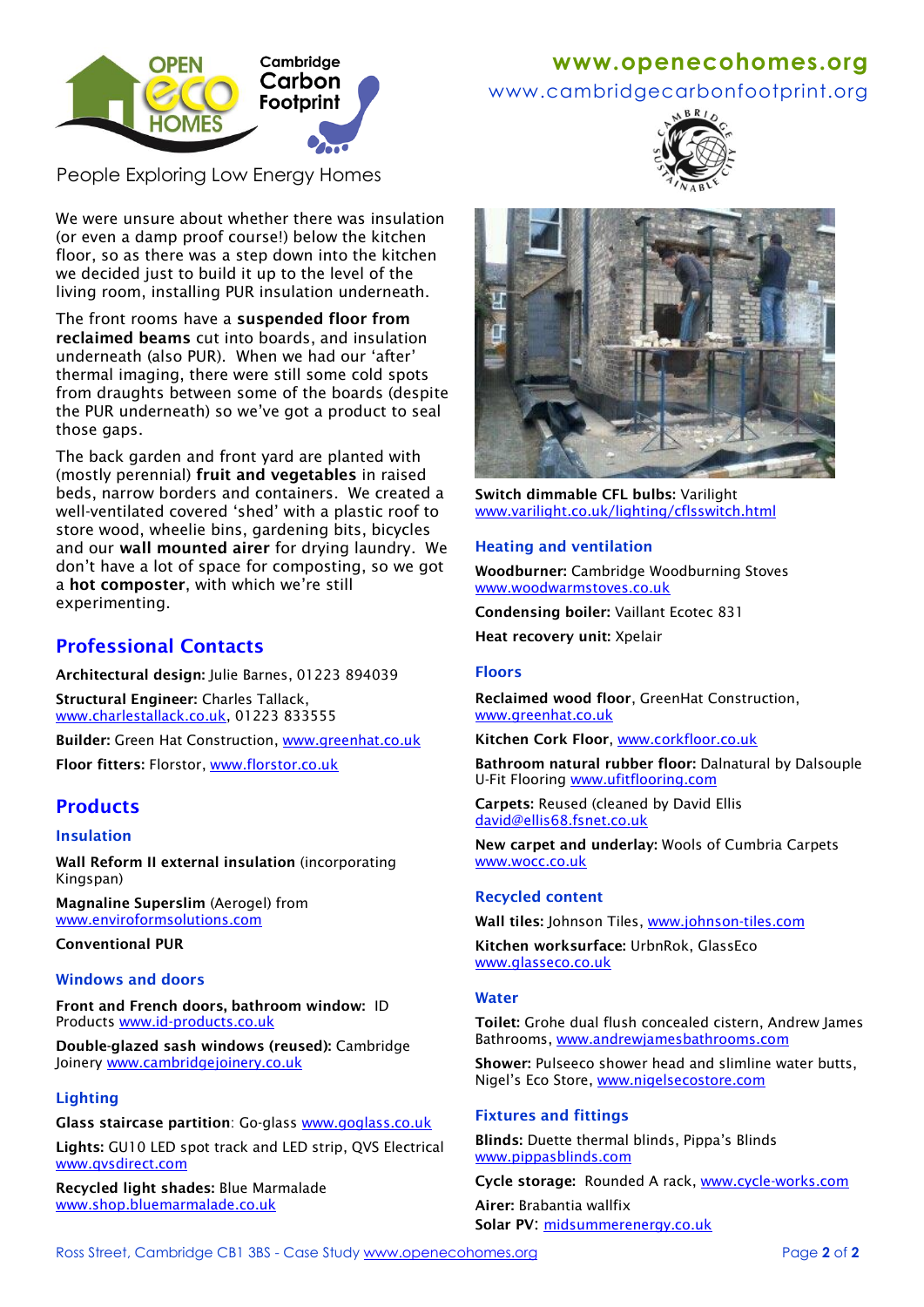We were unsure about whether there was insulation (or even a damp proof course!) below the kitchen floor, so as there was a step down into the kitchen we decided just to build it up to the level of the living room, installing PUR insulation underneath.

The front rooms have a **suspended floor from reclaimed beams** cut into boards, and insulation underneath (also PUR). When we had our 'after' thermal imaging, there were still some cold spots from draughts between some of the boards (despite the PUR underneath) so we've got a product to seal those gaps.

The back garden and front yard are planted with (mostly perennial) **fruit and vegetables** in raised beds, narrow borders and containers. We created a well-ventilated covered 'shed' with a plastic roof to store wood, wheelie bins, gardening bits, bicycles and our **wall mounted airer** for drying laundry. We don't have a lot of space for composting, so we got a **hot composter**, with which we're still experimenting.

## Professional Contacts

**Architectural design:** Julie Barnes, 01223 894039

**Structural Engineer:** Charles Tallack, www.charlestallack.co.uk, 01223 833555

**Builder:** Green Hat Construction, www.greenhat.co.uk

**Floor fitters:** Florstor, www.florstor.co.uk

## Products

### Insulation

**Wall Reform II external insulation** (incorporating Kingspan)

**Magnaline Superslim** (Aerogel) from www.enviroformsolutions.com

**Conventional PUR**

### Windows and doors

**Front and French doors, bathroom window:** ID Products www.id-products.co.uk

**Double-glazed sash windows (reused):** Cambridge Joinery www.cambridgejoinery.co.uk

### Lighting

**Glass staircase partition**: Go-glass www.goglass.co.uk

**Lights:** GU10 LED spot track and LED strip, QVS Electrical www.qvsdirect.com

**Recycled light shades:** Blue Marmalade www.shop.bluemarmalade.co.uk

**Switch dimmable CFL bulbs:** Varilight www.varilight.co.uk/lighting/cflsswitch.html

### Heating and ventilation

**Woodburner:** Cambridge Woodburning Stoves www.woodwarmstoves.co.uk

**Condensing boiler:** Vaillant Ecotec 831

**Heat recovery unit:** Xpelair

### Floors

**Reclaimed wood floor**, GreenHat Construction, www.greenhat.co.uk

**Kitchen Cork Floor**, www.corkfloor.co.uk

**Bathroom natural rubber floor:** Dalnatural by Dalsouple U-Fit Flooring www.ufitflooring.com

**Carpets:** Reused (cleaned by David Ellis david@ellis68.fsnet.co.uk

**New carpet and underlay:** Wools of Cumbria Carpets www.wocc.co.uk

### Recycled content

**Wall tiles:** Johnson Tiles, www.johnson-tiles.com

**Kitchen worksurface:** UrbnRok, GlassEco www.glasseco.co.uk

### Water

**Toilet:** Grohe dual flush concealed cistern, Andrew James Bathrooms, www.andrewjamesbathrooms.com

**Shower:** Pulseeco shower head and slimline water butts, Nigel's Eco Store, www.nigelsecostore.com

### Fixtures and fittings

**Blinds:** Duette thermal blinds, Pippa's Blinds www.pippasblinds.com

**Cycle storage:** Rounded A rack, www.cycle-works.com

**Airer:** Brabantia wallfix

**Solar PV:** midsummerenergy.co.uk